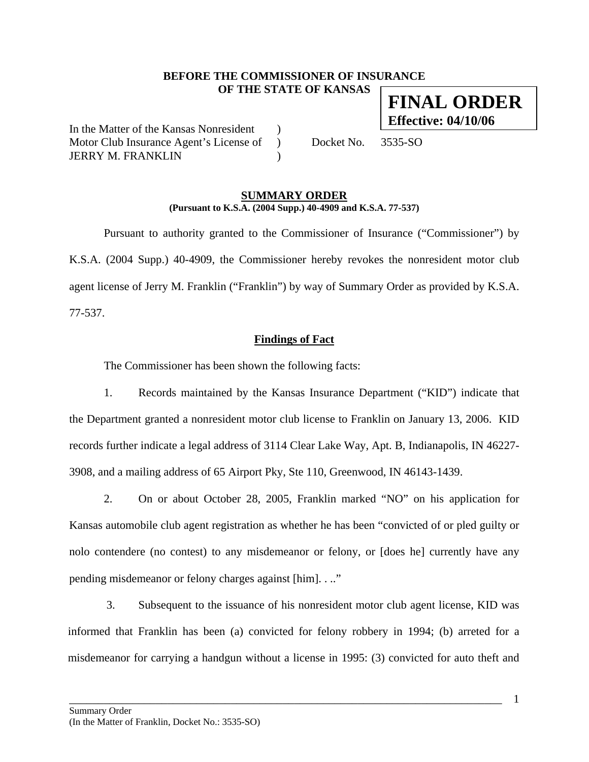**BEFORE THE COMMISSIONER OF INSURANCE**
**OF THE STATE OF KANSAS**

**FINAL ORDER**
**Effective: 04/10/06**

In the Matter of the Kansas Nonresident )
Motor Club Insurance Agent's License of ) Docket No. 3535-SO
JERRY M. FRANKLIN )

## SUMMARY ORDER

**(Pursuant to K.S.A. (2004 Supp.) 40-4909 and K.S.A. 77-537)**

Pursuant to authority granted to the Commissioner of Insurance ("Commissioner") by K.S.A. (2004 Supp.) 40-4909, the Commissioner hereby revokes the nonresident motor club agent license of Jerry M. Franklin ("Franklin") by way of Summary Order as provided by K.S.A. 77-537.

### Findings of Fact

The Commissioner has been shown the following facts:

1. Records maintained by the Kansas Insurance Department ("KID") indicate that the Department granted a nonresident motor club license to Franklin on January 13, 2006. KID records further indicate a legal address of 3114 Clear Lake Way, Apt. B, Indianapolis, IN 46227-3908, and a mailing address of 65 Airport Pky, Ste 110, Greenwood, IN 46143-1439.

2. On or about October 28, 2005, Franklin marked "NO" on his application for Kansas automobile club agent registration as whether he has been "convicted of or pled guilty or nolo contendere (no contest) to any misdemeanor or felony, or [does he] currently have any pending misdemeanor or felony charges against [him]. . .."

3. Subsequent to the issuance of his nonresident motor club agent license, KID was informed that Franklin has been (a) convicted for felony robbery in 1994; (b) arreted for a misdemeanor for carrying a handgun without a license in 1995: (3) convicted for auto theft and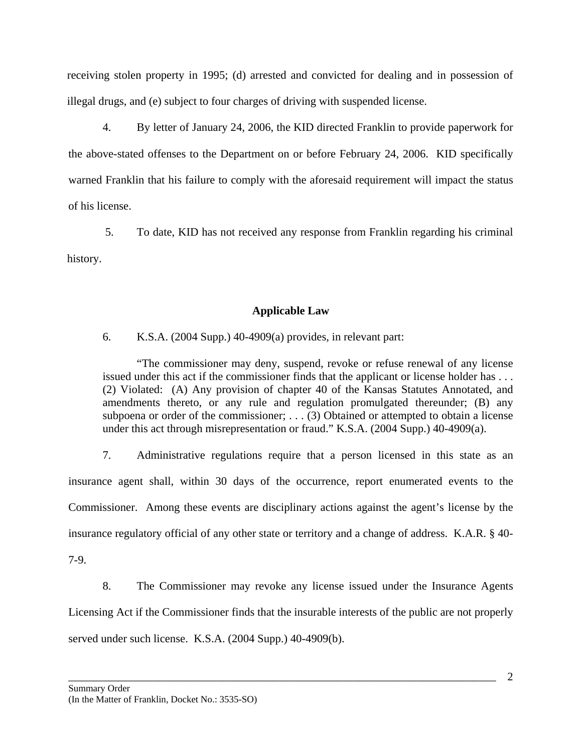receiving stolen property in 1995; (d) arrested and convicted for dealing and in possession of illegal drugs, and (e) subject to four charges of driving with suspended license.

4. By letter of January 24, 2006, the KID directed Franklin to provide paperwork for the above-stated offenses to the Department on or before February 24, 2006. KID specifically warned Franklin that his failure to comply with the aforesaid requirement will impact the status of his license.

5. To date, KID has not received any response from Franklin regarding his criminal history.

### Applicable Law

6. K.S.A. (2004 Supp.) 40-4909(a) provides, in relevant part:

> "The commissioner may deny, suspend, revoke or refuse renewal of any license issued under this act if the commissioner finds that the applicant or license holder has . . . (2) Violated: (A) Any provision of chapter 40 of the Kansas Statutes Annotated, and amendments thereto, or any rule and regulation promulgated thereunder; (B) any subpoena or order of the commissioner; . . . (3) Obtained or attempted to obtain a license under this act through misrepresentation or fraud." K.S.A. (2004 Supp.) 40-4909(a).

7. Administrative regulations require that a person licensed in this state as an insurance agent shall, within 30 days of the occurrence, report enumerated events to the Commissioner. Among these events are disciplinary actions against the agent's license by the insurance regulatory official of any other state or territory and a change of address. K.A.R. § 40-7-9.

8. The Commissioner may revoke any license issued under the Insurance Agents Licensing Act if the Commissioner finds that the insurable interests of the public are not properly served under such license. K.S.A. (2004 Supp.) 40-4909(b).

Summary Order
(In the Matter of Franklin, Docket No.: 3535-SO)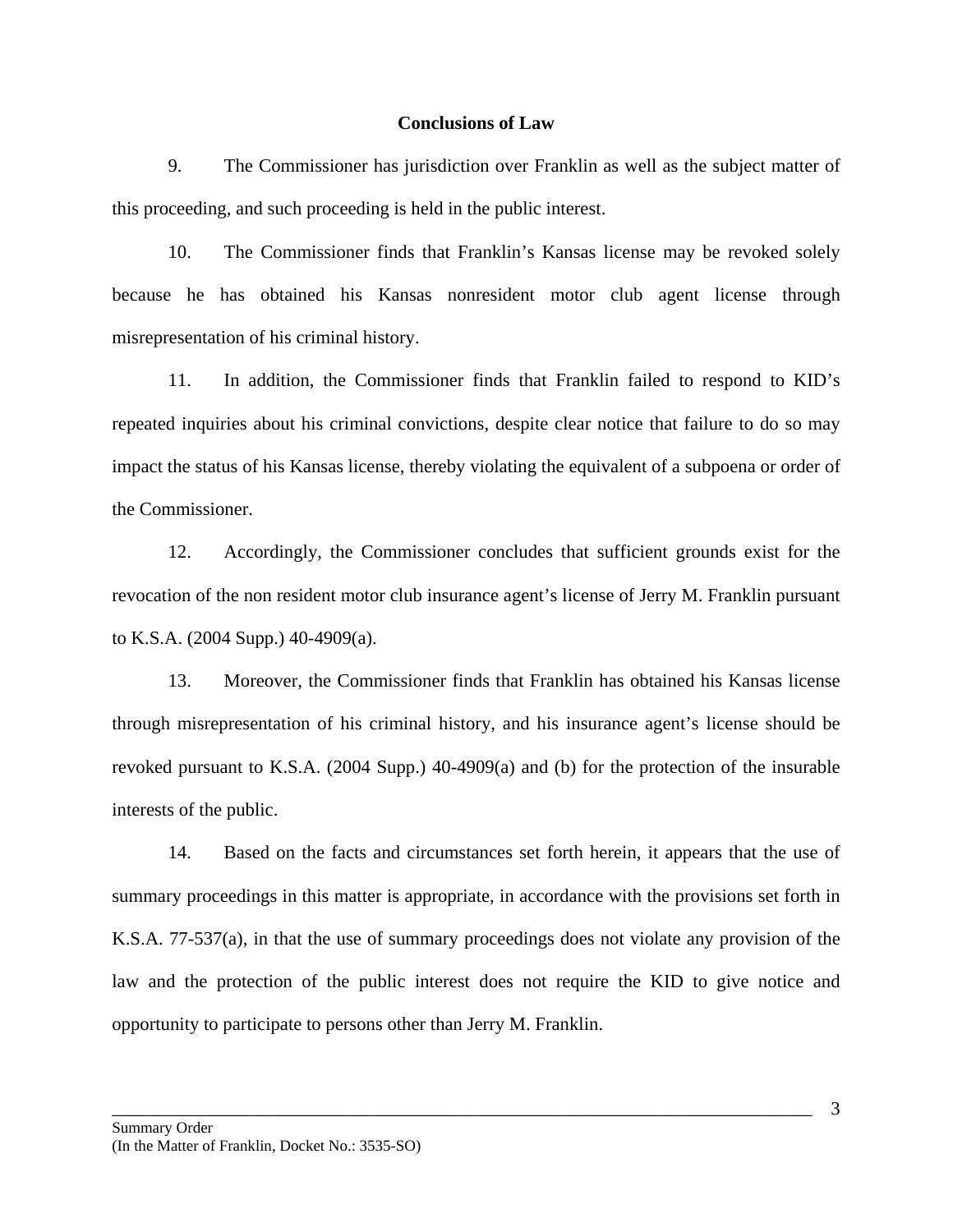## Conclusions of Law

9. The Commissioner has jurisdiction over Franklin as well as the subject matter of this proceeding, and such proceeding is held in the public interest.

10. The Commissioner finds that Franklin's Kansas license may be revoked solely because he has obtained his Kansas nonresident motor club agent license through misrepresentation of his criminal history.

11. In addition, the Commissioner finds that Franklin failed to respond to KID's repeated inquiries about his criminal convictions, despite clear notice that failure to do so may impact the status of his Kansas license, thereby violating the equivalent of a subpoena or order of the Commissioner.

12. Accordingly, the Commissioner concludes that sufficient grounds exist for the revocation of the non resident motor club insurance agent's license of Jerry M. Franklin pursuant to K.S.A. (2004 Supp.) 40-4909(a).

13. Moreover, the Commissioner finds that Franklin has obtained his Kansas license through misrepresentation of his criminal history, and his insurance agent's license should be revoked pursuant to K.S.A. (2004 Supp.) 40-4909(a) and (b) for the protection of the insurable interests of the public.

14. Based on the facts and circumstances set forth herein, it appears that the use of summary proceedings in this matter is appropriate, in accordance with the provisions set forth in K.S.A. 77-537(a), in that the use of summary proceedings does not violate any provision of the law and the protection of the public interest does not require the KID to give notice and opportunity to participate to persons other than Jerry M. Franklin.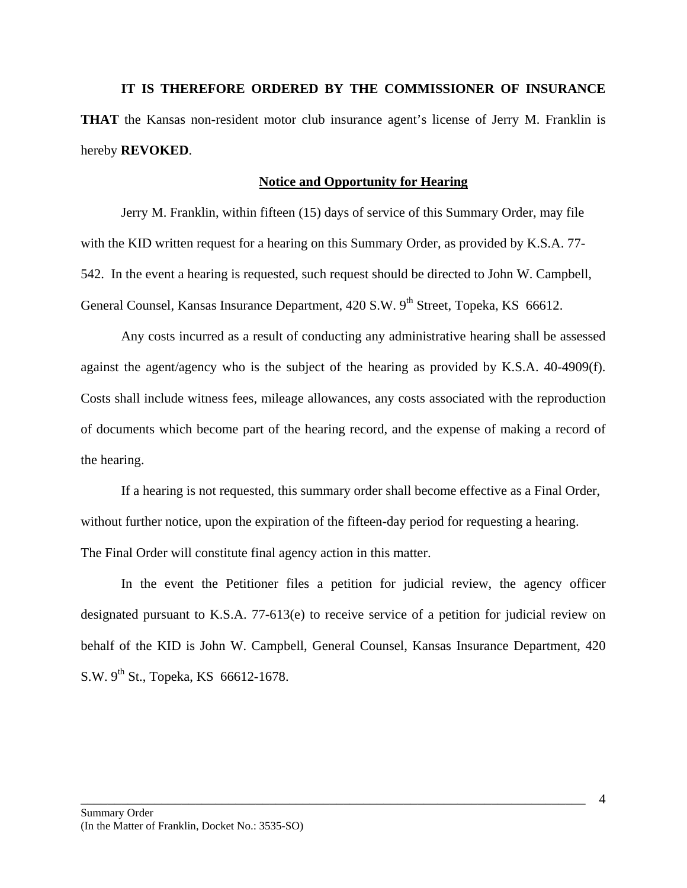**IT IS THEREFORE ORDERED BY THE COMMISSIONER OF INSURANCE THAT** the Kansas non-resident motor club insurance agent's license of Jerry M. Franklin is hereby **REVOKED**.

**Notice and Opportunity for Hearing**

Jerry M. Franklin, within fifteen (15) days of service of this Summary Order, may file with the KID written request for a hearing on this Summary Order, as provided by K.S.A. 77-542. In the event a hearing is requested, such request should be directed to John W. Campbell, General Counsel, Kansas Insurance Department, 420 S.W. 9th Street, Topeka, KS 66612.

Any costs incurred as a result of conducting any administrative hearing shall be assessed against the agent/agency who is the subject of the hearing as provided by K.S.A. 40-4909(f). Costs shall include witness fees, mileage allowances, any costs associated with the reproduction of documents which become part of the hearing record, and the expense of making a record of the hearing.

If a hearing is not requested, this summary order shall become effective as a Final Order, without further notice, upon the expiration of the fifteen-day period for requesting a hearing. The Final Order will constitute final agency action in this matter.

In the event the Petitioner files a petition for judicial review, the agency officer designated pursuant to K.S.A. 77-613(e) to receive service of a petition for judicial review on behalf of the KID is John W. Campbell, General Counsel, Kansas Insurance Department, 420 S.W. 9th St., Topeka, KS 66612-1678.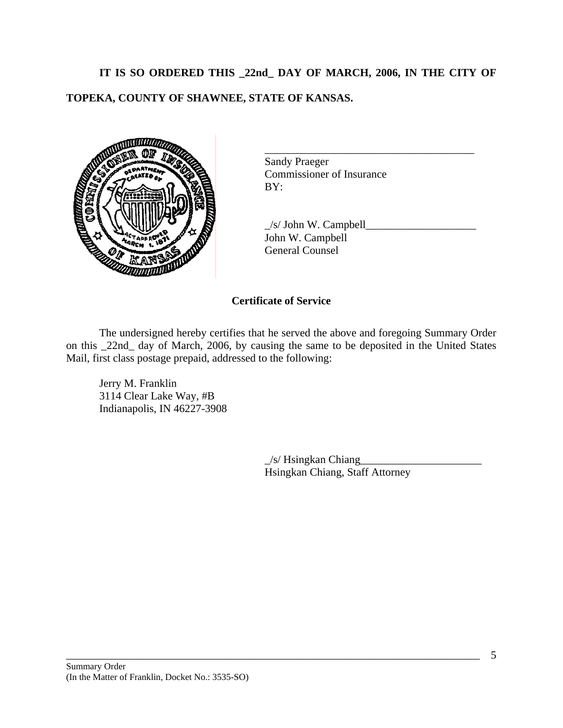**IT IS SO ORDERED THIS _22nd_ DAY OF MARCH, 2006, IN THE CITY OF TOPEKA, COUNTY OF SHAWNEE, STATE OF KANSAS.**

_______________________________________
Sandy Praeger
Commissioner of Insurance
BY:

_/s/ John W. Campbell____________________
John W. Campbell
General Counsel

**Certificate of Service**

The undersigned hereby certifies that he served the above and foregoing Summary Order on this _22nd_ day of March, 2006, by causing the same to be deposited in the United States Mail, first class postage prepaid, addressed to the following:

Jerry M. Franklin
3114 Clear Lake Way, #B
Indianapolis, IN 46227-3908

_/s/ Hsingkan Chiang_______________________
Hsingkan Chiang, Staff Attorney